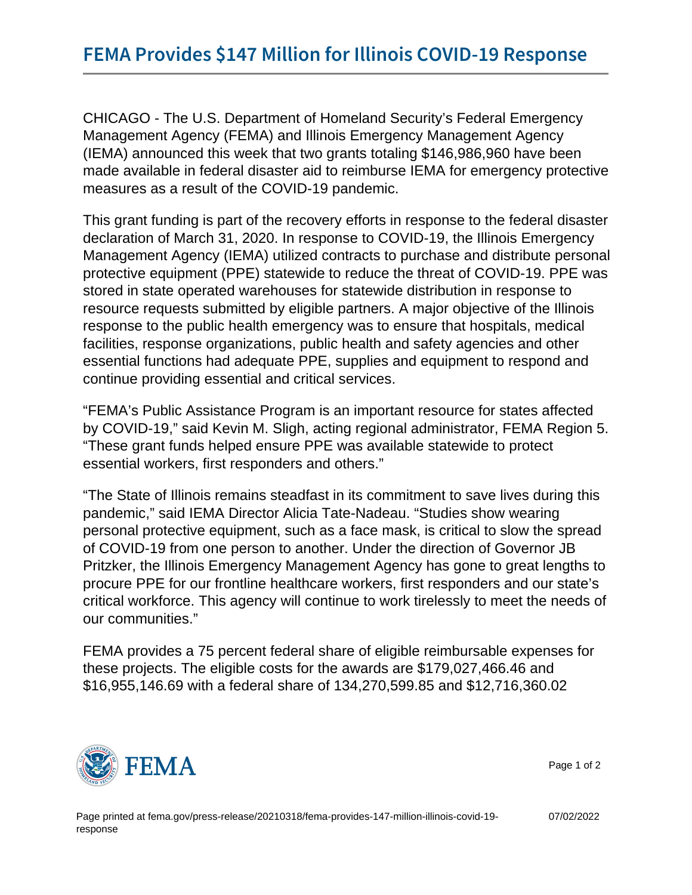# FEMA Provides $147 Million for Illinois COVID-19 Response

CHICAGO - The U.S. Department of Homeland Security's Federal Emergency Management Agency (FEMA) and Illinois Emergency Management Agency (IEMA) announced this week that two grants totaling $146,986,960 have been made available in federal disaster aid to reimburse IEMA for emergency protective measures as a result of the COVID-19 pandemic.

This grant funding is part of the recovery efforts in response to the federal disaster declaration of March 31, 2020. In response to COVID-19, the Illinois Emergency Management Agency (IEMA) utilized contracts to purchase and distribute personal protective equipment (PPE) statewide to reduce the threat of COVID-19. PPE was stored in state operated warehouses for statewide distribution in response to resource requests submitted by eligible partners. A major objective of the Illinois response to the public health emergency was to ensure that hospitals, medical facilities, response organizations, public health and safety agencies and other essential functions had adequate PPE, supplies and equipment to respond and continue providing essential and critical services.

"FEMA's Public Assistance Program is an important resource for states affected by COVID-19," said Kevin M. Sligh, acting regional administrator, FEMA Region 5. "These grant funds helped ensure PPE was available statewide to protect essential workers, first responders and others."

"The State of Illinois remains steadfast in its commitment to save lives during this pandemic," said IEMA Director Alicia Tate-Nadeau. "Studies show wearing personal protective equipment, such as a face mask, is critical to slow the spread of COVID-19 from one person to another. Under the direction of Governor JB Pritzker, the Illinois Emergency Management Agency has gone to great lengths to procure PPE for our frontline healthcare workers, first responders and our state's critical workforce. This agency will continue to work tirelessly to meet the needs of our communities."

FEMA provides a 75 percent federal share of eligible reimbursable expenses for these projects. The eligible costs for the awards are $179,027,466.46 and $16,955,146.69 with a federal share of 134,270,599.85 and $12,716,360.02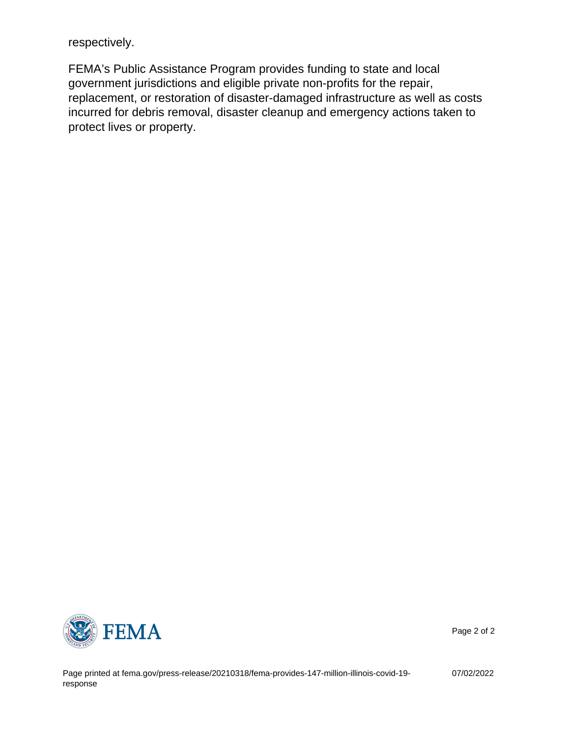respectively.

FEMA's Public Assistance Program provides funding to state and local government jurisdictions and eligible private non-profits for the repair, replacement, or restoration of disaster-damaged infrastructure as well as costs incurred for debris removal, disaster cleanup and emergency actions taken to protect lives or property.